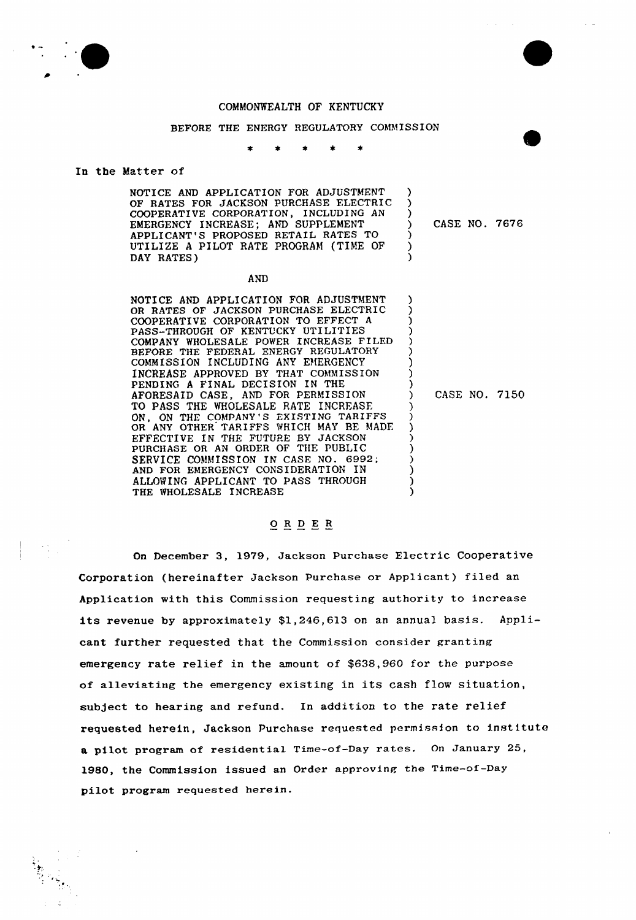COMMONWEALTH OF KENTUCKY

BEFORE THE ENERGY REGULATORY COMMISSION

\* \* \* \* \*

In the Matter of

| | |
|---|---|
| NOTICE AND APPLICATION FOR ADJUSTMENT OF RATES FOR JACKSON PURCHASE ELECTRIC COOPERATIVE CORPORATION, INCLUDING AN EMERGENCY INCREASE; AND SUPPLEMENT APPLICANT'S PROPOSED RETAIL RATES TO UTILIZE A PILOT RATE PROGRAM (TIME OF DAY RATES) | CASE NO. 7676 |

AND

| | |
|---|---|
| NOTICE AND APPLICATION FOR ADJUSTMENT OR RATES OF JACKSON PURCHASE ELECTRIC COOPERATIVE CORPORATION TO EFFECT A PASS-THROUGH OF KENTUCKY UTILITIES COMPANY WHOLESALE POWER INCREASE FILED BEFORE THE FEDERAL ENERGY REGULATORY COMMISSION INCLUDING ANY EMERGENCY INCREASE APPROVED BY THAT COMMISSION PENDING A FINAL DECISION IN THE AFORESAID CASE, AND FOR PERMISSION TO PASS THE WHOLESALE RATE INCREASE ON, ON THE COMPANY'S EXISTING TARIFFS OR ANY OTHER TARIFFS WHICH MAY BE MADE EFFECTIVE IN THE FUTURE BY JACKSON PURCHASE OR AN ORDER OF THE PUBLIC SERVICE COMMISSION IN CASE NO. 6992; AND FOR EMERGENCY CONSIDERATION IN ALLOWING APPLICANT TO PASS THROUGH THE WHOLESALE INCREASE | CASE NO. 7150 |

## O R D E R

On December 3, 1979, Jackson Purchase Electric Cooperative Corporation (hereinafter Jackson Purchase or Applicant) filed an Application with this Commission requesting authority to increase its revenue by approximately $1,246,613 on an annual basis. Applicant further requested that the Commission consider granting emergency rate relief in the amount of $638,960 for the purpose of alleviating the emergency existing in its cash flow situation, subject to hearing and refund. In addition to the rate relief requested herein, Jackson Purchase requested permission to institute a pilot program of residential Time-of-Day rates. On January 25, 1980, the Commission issued an Order approving the Time-of-Day pilot program requested herein.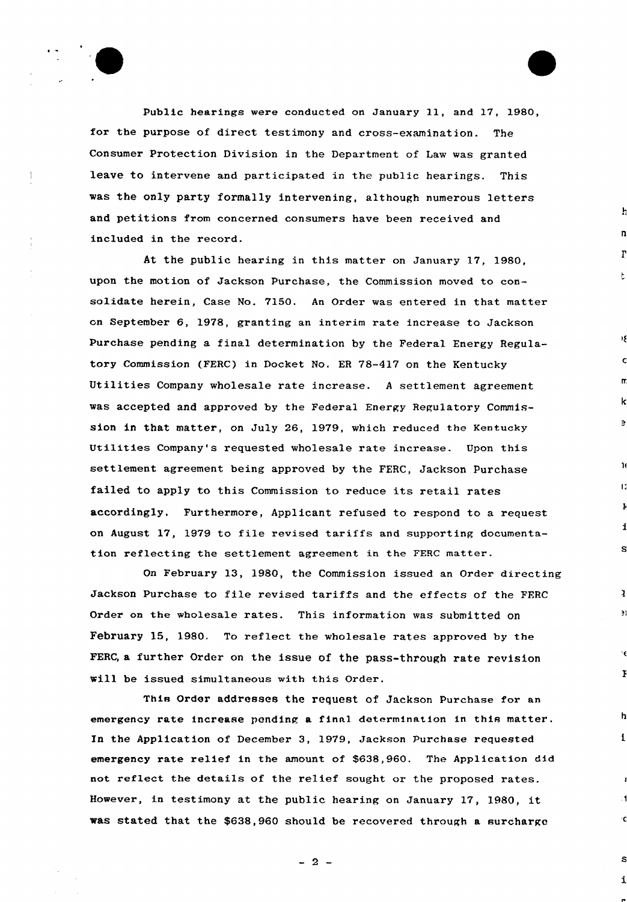Public hearings were conducted on January 11, and 17, 1980, for the purpose of direct testimony and cross-examination. The Consumer Protection Division in the Department of Law was granted leave to intervene and participated in the public hearings. This was the only party formally intervening, although numerous letters and petitions from concerned consumers have been received and included in the record.

At the public hearing in this matter on January 17, 1980, upon the motion of Jackson Purchase, the Commission moved to consolidate herein, Case No. 7150. An Order was entered in that matter on September 6, 1978, granting an interim rate increase to Jackson Purchase pending a final determination by the Federal Energy Regulatory Commission (FERC) in Docket No. ER 78-417 on the Kentucky Utilities Company wholesale rate increase. A settlement agreement was accepted and approved by the Federal Energy Regulatory Commission in that matter, on July 26, 1979, which reduced the Kentucky Utilities Company's requested wholesale rate increase. Upon this settlement agreement being approved by the FERC, Jackson Purchase failed to apply to this Commission to reduce its retail rates accordingly. Furthermore, Applicant refused to respond to a request on August 17, 1979 to file revised tariffs and supporting documentation reflecting the settlement agreement in the FERC matter.

On February 13, 1980, the Commission issued an Order directing Jackson Purchase to file revised tariffs and the effects of the FERC Order on the wholesale rates. This information was submitted on February 15, 1980. To reflect the wholesale rates approved by the FERC, a further Order on the issue of the pass-through rate revision will be issued simultaneous with this Order.

This Order addresses the request of Jackson Purchase for an emergency rate increase pending a final determination in this matter. In the Application of December 3, 1979, Jackson Purchase requested emergency rate relief in the amount of $638,960. The Application did not reflect the details of the relief sought or the proposed rates. However, in testimony at the public hearing on January 17, 1980, it was stated that the $638,960 should be recovered through a surcharge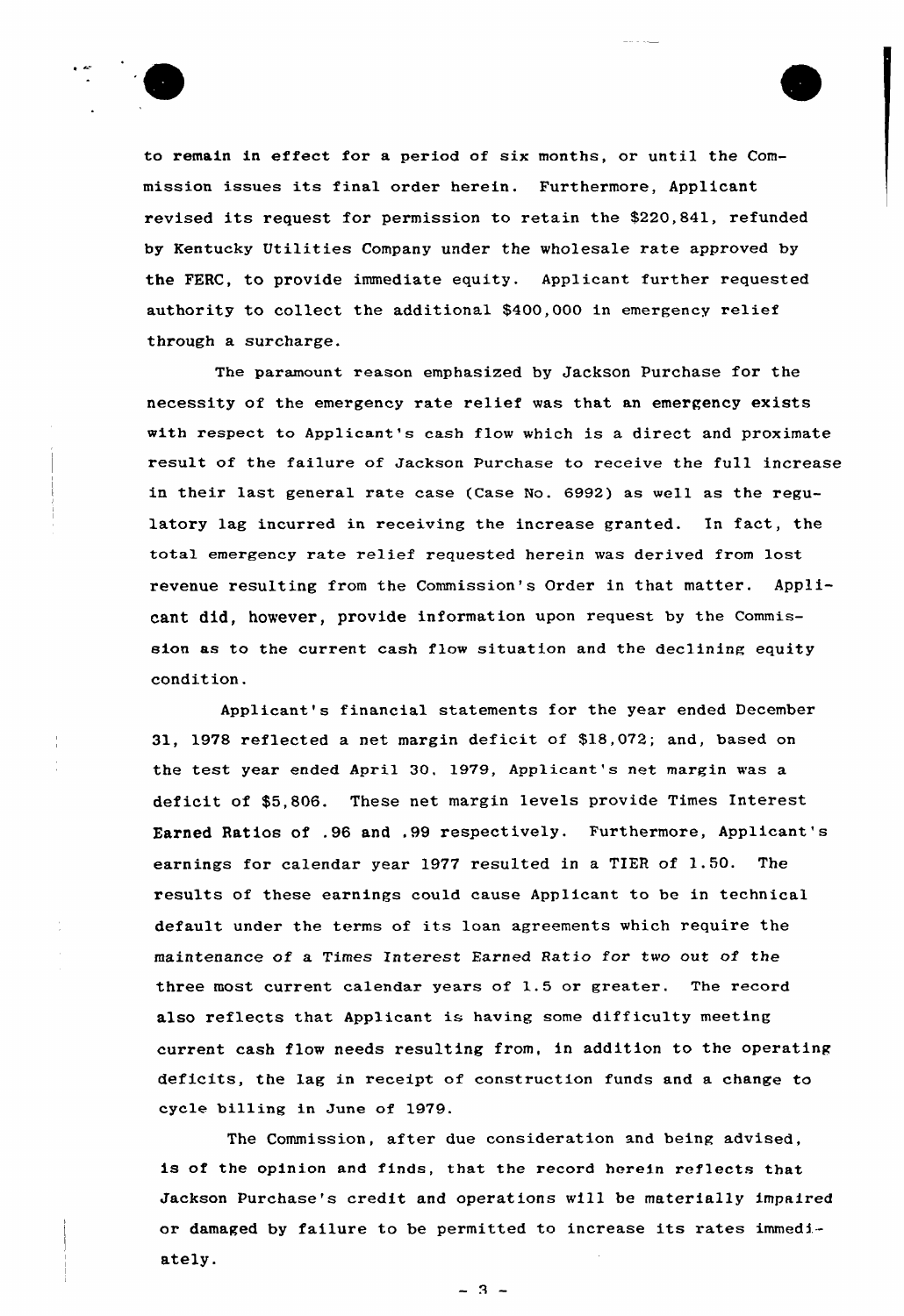to remain in effect for a period of six months, or until the Commission issues its final order herein. Furthermore, Applicant revised its request for permission to retain the $220,841, refunded by Kentucky Utilities Company under the wholesale rate approved by the FERC, to provide immediate equity. Applicant further requested authority to collect the additional $400,000 in emergency relief through a surcharge.

The paramount reason emphasized by Jackson Purchase for the necessity of the emergency rate relief was that an emergency exists with respect to Applicant's cash flow which is a direct and proximate result of the failure of Jackson Purchase to receive the full increase in their last general rate case (Case No. 6992) as well as the regulatory lag incurred in receiving the increase granted. In fact, the total emergency rate relief requested herein was derived from lost revenue resulting from the Commission's Order in that matter. Applicant did, however, provide information upon request by the Commission as to the current cash flow situation and the declining equity condition.

Applicant's financial statements for the year ended December 31, 1978 reflected a net margin deficit of $18,072; and, based on the test year ended April 30, 1979, Applicant's net margin was a deficit of $5,806. These net margin levels provide Times Interest Earned Ratios of .96 and .99 respectively. Furthermore, Applicant's earnings for calendar year 1977 resulted in a TIER of 1.50. The results of these earnings could cause Applicant to be in technical default under the terms of its loan agreements which require the maintenance of a Times Interest Earned Ratio for two out of the three most current calendar years of 1.5 or greater. The record also reflects that Applicant is having some difficulty meeting current cash flow needs resulting from, in addition to the operating deficits, the lag in receipt of construction funds and a change to cycle billing in June of 1979.

The Commission, after due consideration and being advised, is of the opinion and finds, that the record herein reflects that Jackson Purchase's credit and operations will be materially impaired or damaged by failure to be permitted to increase its rates immediately.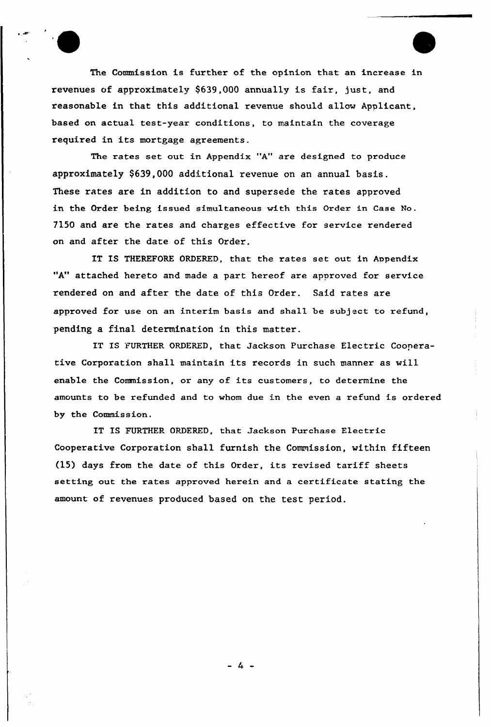The Commission is further of the opinion that an increase in revenues of approximately $639,000 annually is fair, just, and reasonable in that this additional revenue should allow Applicant, based on actual test-year conditions, to maintain the coverage required in its mortgage agreements.

The rates set out in Appendix "A" are designed to produce approximately $639,000 additional revenue on an annual basis. These rates are in addition to and supersede the rates approved in the Order being issued simultaneous with this Order in Case No. 7150 and are the rates and charges effective for service rendered on and after the date of this Order.

IT IS THEREFORE ORDERED, that the rates set out in Appendix "A" attached hereto and made a part hereof are approved for service rendered on and after the date of this Order. Said rates are approved for use on an interim basis and shall be subject to refund, pending a final determination in this matter.

IT IS FURTHER ORDERED, that Jackson Purchase Electric Cooperative Corporation shall maintain its records in such manner as will enable the Commission, or any of its customers, to determine the amounts to be refunded and to whom due in the even a refund is ordered by the Commission.

IT IS FURTHER ORDERED, that Jackson Purchase Electric Cooperative Corporation shall furnish the Commission, within fifteen (15) days from the date of this Order, its revised tariff sheets setting out the rates approved herein and a certificate stating the amount of revenues produced based on the test period.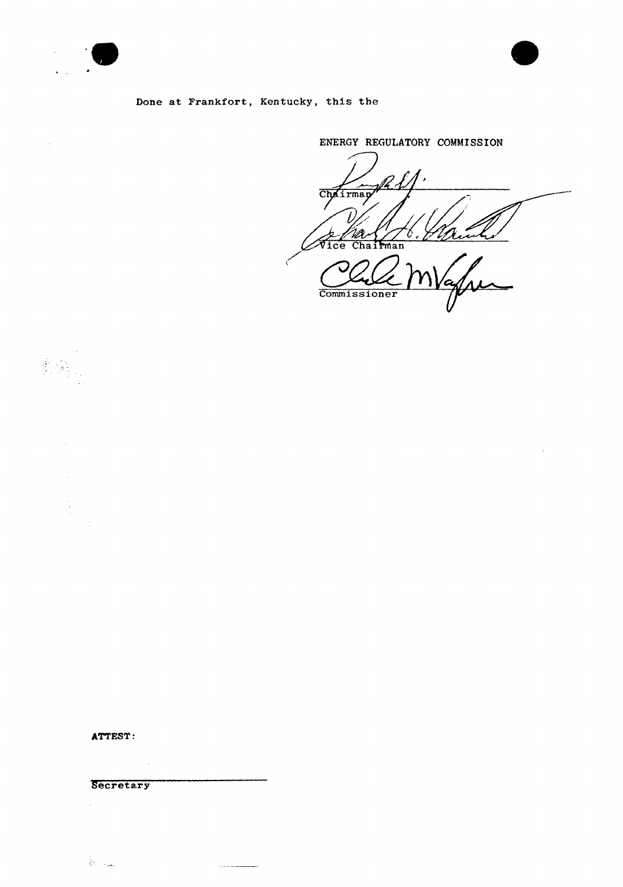Done at Frankfort, Kentucky, this the

ENERGY REGULATORY COMMISSION

Chairman

Vice Chairman

Commissioner

**ATTEST:**

Secretary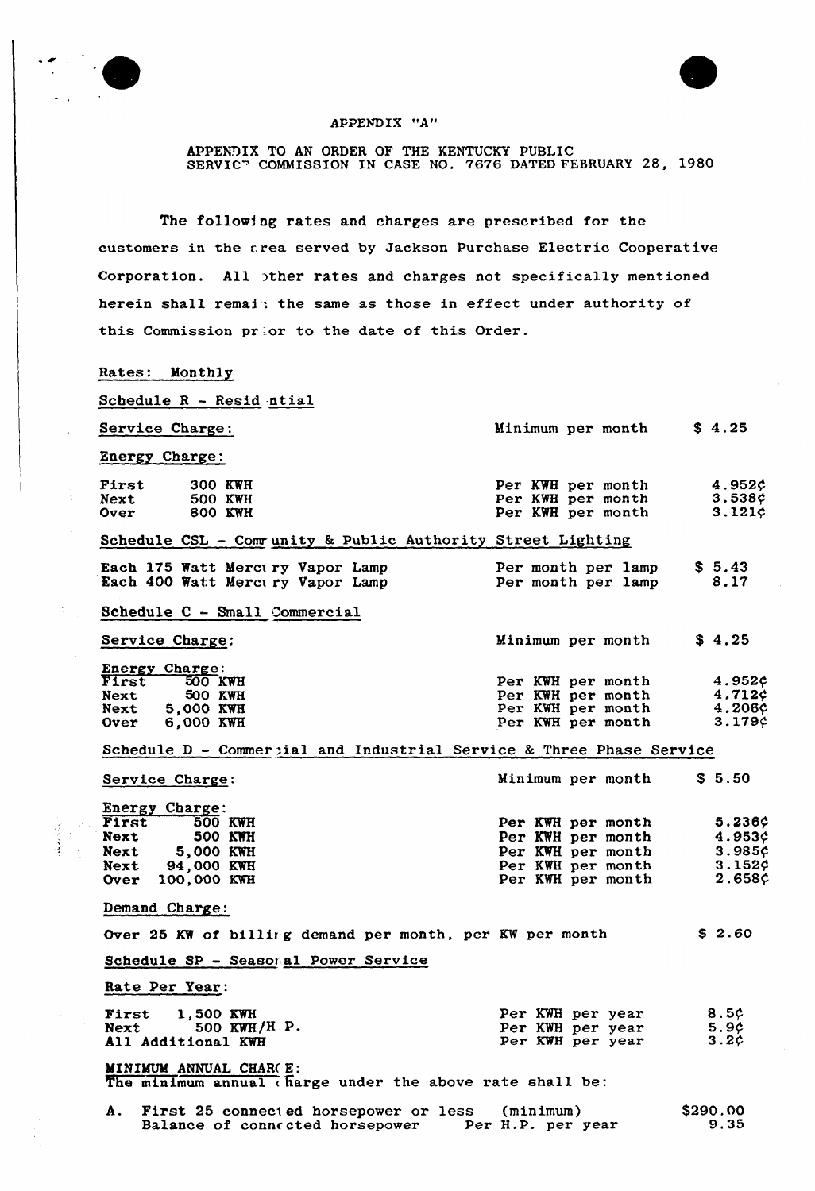APPENDIX "A"

APPENDIX TO AN ORDER OF THE KENTUCKY PUBLIC SERVICE COMMISSION IN CASE NO. 7676 DATED FEBRUARY 28, 1980

The following rates and charges are prescribed for the customers in the area served by Jackson Purchase Electric Cooperative Corporation. All other rates and charges not specifically mentioned herein shall remain the same as those in effect under authority of this Commission prior to the date of this Order.

Rates: Monthly

Schedule R - Residential

| Service Charge: | | Minimum per month | $ 4.25 |
|---|---|---|---|
| **Energy Charge:** | | | |
| First | 300 KWH | Per KWH per month | 4.952¢ |
| Next | 500 KWH | Per KWH per month | 3.538¢ |
| Over | 800 KWH | Per KWH per month | 3.121¢ |

Schedule CSL - Community & Public Authority Street Lighting

| | | |
|---|---|---|
| Each 175 Watt Mercury Vapor Lamp | Per month per lamp | $ 5.43 |
| Each 400 Watt Mercury Vapor Lamp | Per month per lamp | 8.17 |

Schedule C - Small Commercial

| Service Charge: | | Minimum per month | $ 4.25 |
|---|---|---|---|
| **Energy Charge:** | | | |
| First | 500 KWH | Per KWH per month | 4.952¢ |
| Next | 500 KWH | Per KWH per month | 4.712¢ |
| Next | 5,000 KWH | Per KWH per month | 4.206¢ |
| Over | 6,000 KWH | Per KWH per month | 3.179¢ |

Schedule D - Commercial and Industrial Service & Three Phase Service

| Service Charge: | | Minimum per month | $ 5.50 |
|---|---|---|---|
| **Energy Charge:** | | | |
| First | 500 KWH | Per KWH per month | 5.236¢ |
| Next | 500 KWH | Per KWH per month | 4.953¢ |
| Next | 5,000 KWH | Per KWH per month | 3.985¢ |
| Next | 94,000 KWH | Per KWH per month | 3.152¢ |
| Over | 100,000 KWH | Per KWH per month | 2.658¢ |

Demand Charge:

Over 25 KW of billing demand per month, per KW per month $ 2.60

Schedule SP - Seasonal Power Service

Rate Per Year:

| | | |
|---|---|---|
| First 1,500 KWH | Per KWH per year | 8.5¢ |
| Next 500 KWH/H.P. | Per KWH per year | 5.9¢ |
| All Additional KWH | Per KWH per year | 3.2¢ |

MINIMUM ANNUAL CHARGE:
The minimum annual charge under the above rate shall be:

| | | |
|---|---|---|
| A. First 25 connected horsepower or less | (minimum) | $290.00 |
| Balance of connected horsepower | Per H.P. per year | 9.35 |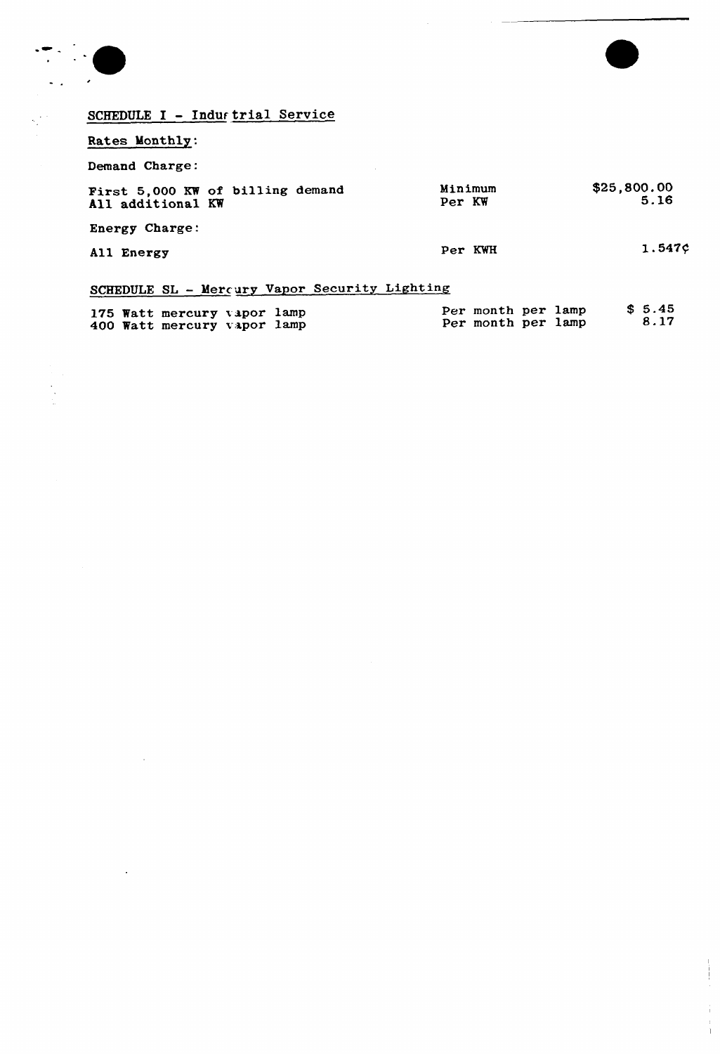SCHEDULE I - Industrial Service

Rates Monthly:

Demand Charge:

| | | |
|---|---|---|
| First 5,000 KW of billing demand | Minimum | $25,800.00 |
| All additional KW | Per KW | 5.16 |

Energy Charge:

| | | |
|---|---|---|
| All Energy | Per KWH | 1.547¢ |

SCHEDULE SL - Mercury Vapor Security Lighting

| | | |
|---|---|---|
| 175 Watt mercury vapor lamp | Per month per lamp | $ 5.45 |
| 400 Watt mercury vapor lamp | Per month per lamp | 8.17 |